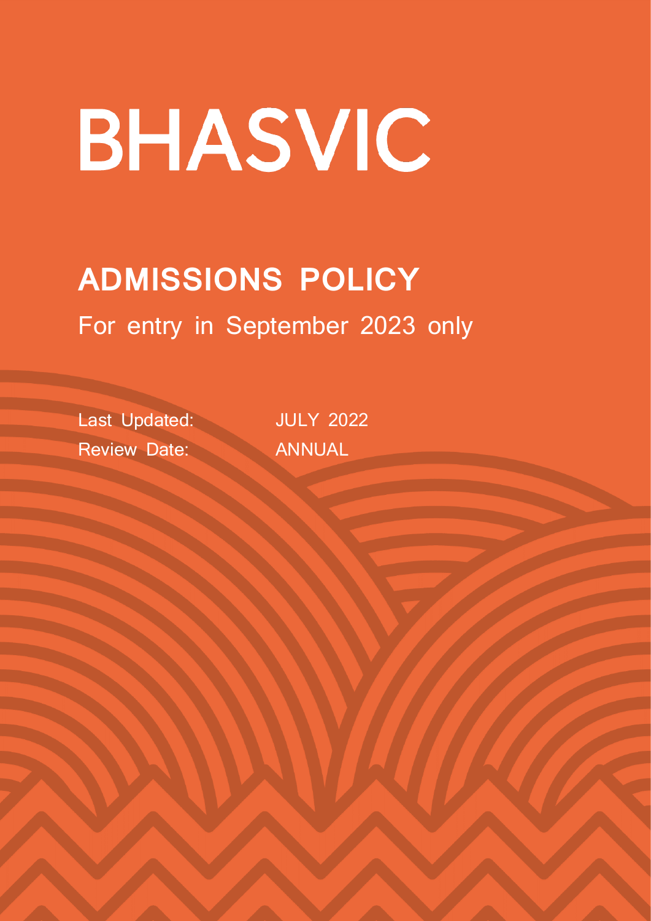# BHASVIC

## ADMISSIONS POLICY

For entry in September 2023 only

Last Updated: JULY 2022

Review Date: ANNUAL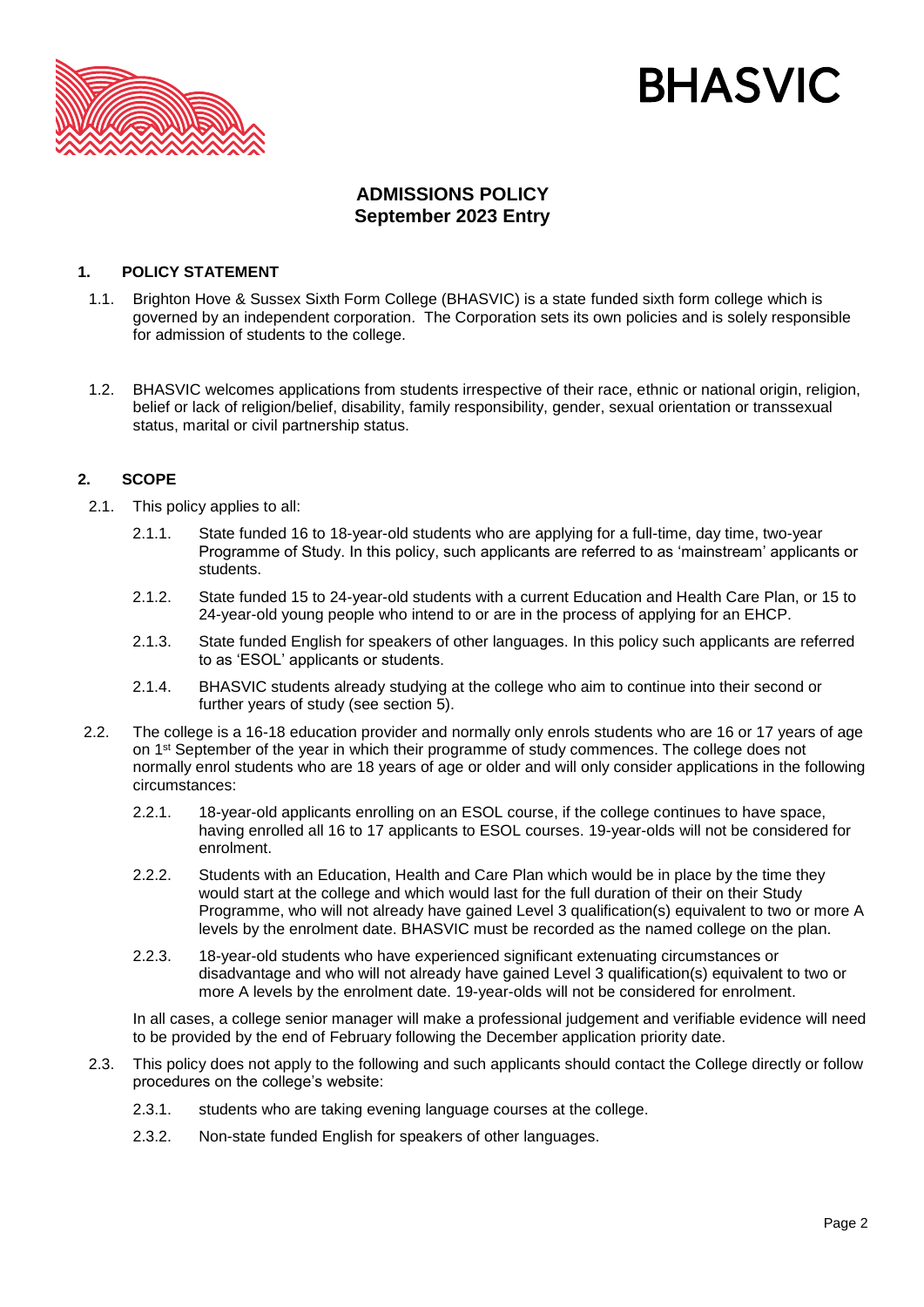BHASVIC

## ADMISSIONS POLICY
## September 2023 Entry

### 1. POLICY STATEMENT

1.1. Brighton Hove & Sussex Sixth Form College (BHASVIC) is a state funded sixth form college which is governed by an independent corporation. The Corporation sets its own policies and is solely responsible for admission of students to the college.

1.2. BHASVIC welcomes applications from students irrespective of their race, ethnic or national origin, religion, belief or lack of religion/belief, disability, family responsibility, gender, sexual orientation or transsexual status, marital or civil partnership status.

### 2. SCOPE

2.1. This policy applies to all:

2.1.1. State funded 16 to 18-year-old students who are applying for a full-time, day time, two-year Programme of Study. In this policy, such applicants are referred to as 'mainstream' applicants or students.

2.1.2. State funded 15 to 24-year-old students with a current Education and Health Care Plan, or 15 to 24-year-old young people who intend to or are in the process of applying for an EHCP.

2.1.3. State funded English for speakers of other languages. In this policy such applicants are referred to as 'ESOL' applicants or students.

2.1.4. BHASVIC students already studying at the college who aim to continue into their second or further years of study (see section 5).

2.2. The college is a 16-18 education provider and normally only enrols students who are 16 or 17 years of age on 1st September of the year in which their programme of study commences. The college does not normally enrol students who are 18 years of age or older and will only consider applications in the following circumstances:

2.2.1. 18-year-old applicants enrolling on an ESOL course, if the college continues to have space, having enrolled all 16 to 17 applicants to ESOL courses. 19-year-olds will not be considered for enrolment.

2.2.2. Students with an Education, Health and Care Plan which would be in place by the time they would start at the college and which would last for the full duration of their on their Study Programme, who will not already have gained Level 3 qualification(s) equivalent to two or more A levels by the enrolment date. BHASVIC must be recorded as the named college on the plan.

2.2.3. 18-year-old students who have experienced significant extenuating circumstances or disadvantage and who will not already have gained Level 3 qualification(s) equivalent to two or more A levels by the enrolment date. 19-year-olds will not be considered for enrolment.

In all cases, a college senior manager will make a professional judgement and verifiable evidence will need to be provided by the end of February following the December application priority date.

2.3. This policy does not apply to the following and such applicants should contact the College directly or follow procedures on the college's website:

2.3.1. students who are taking evening language courses at the college.

2.3.2. Non-state funded English for speakers of other languages.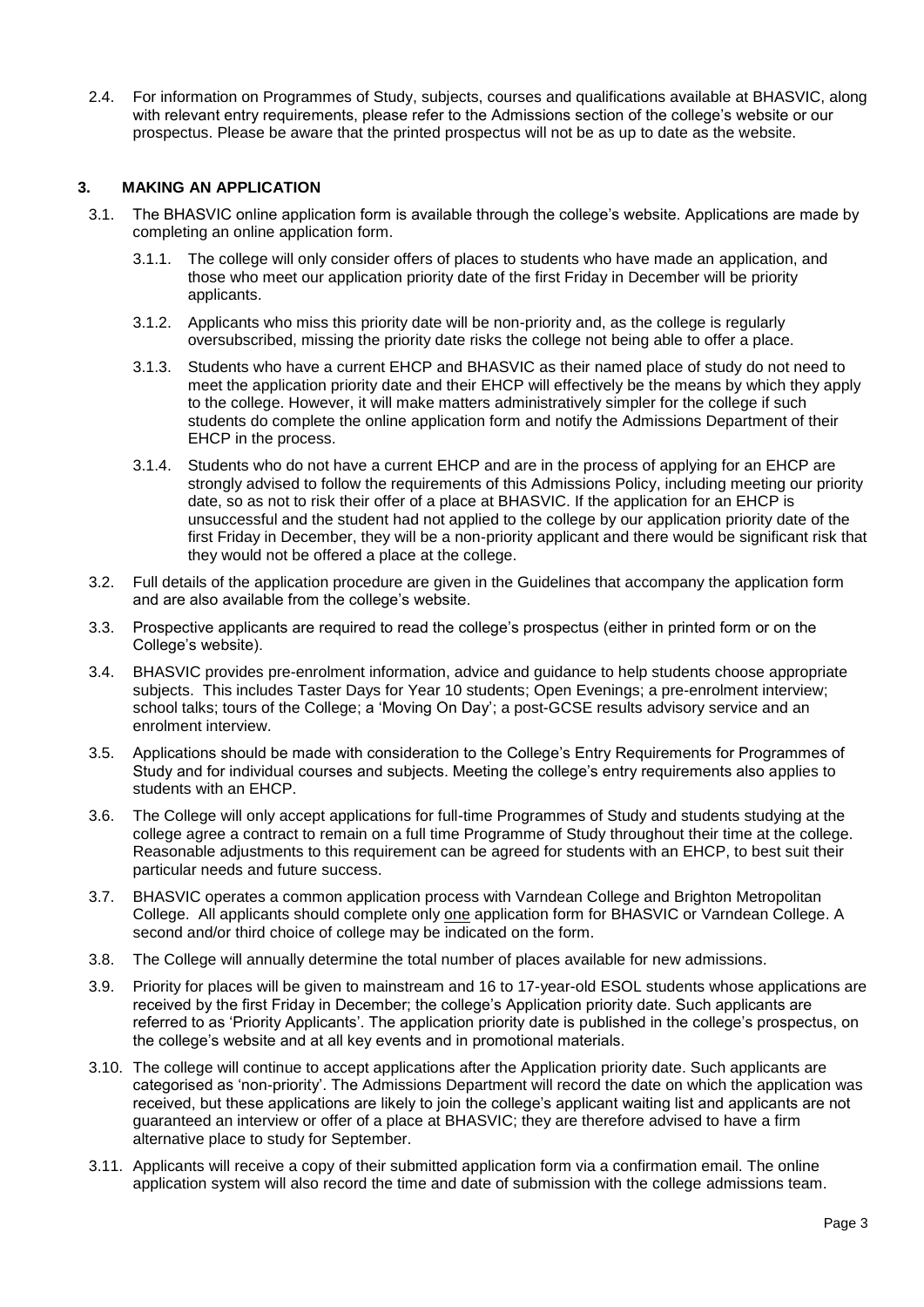2.4. For information on Programmes of Study, subjects, courses and qualifications available at BHASVIC, along with relevant entry requirements, please refer to the Admissions section of the college's website or our prospectus. Please be aware that the printed prospectus will not be as up to date as the website.

## 3. MAKING AN APPLICATION

3.1. The BHASVIC online application form is available through the college's website. Applications are made by completing an online application form.

3.1.1. The college will only consider offers of places to students who have made an application, and those who meet our application priority date of the first Friday in December will be priority applicants.

3.1.2. Applicants who miss this priority date will be non-priority and, as the college is regularly oversubscribed, missing the priority date risks the college not being able to offer a place.

3.1.3. Students who have a current EHCP and BHASVIC as their named place of study do not need to meet the application priority date and their EHCP will effectively be the means by which they apply to the college. However, it will make matters administratively simpler for the college if such students do complete the online application form and notify the Admissions Department of their EHCP in the process.

3.1.4. Students who do not have a current EHCP and are in the process of applying for an EHCP are strongly advised to follow the requirements of this Admissions Policy, including meeting our priority date, so as not to risk their offer of a place at BHASVIC. If the application for an EHCP is unsuccessful and the student had not applied to the college by our application priority date of the first Friday in December, they will be a non-priority applicant and there would be significant risk that they would not be offered a place at the college.

3.2. Full details of the application procedure are given in the Guidelines that accompany the application form and are also available from the college's website.

3.3. Prospective applicants are required to read the college's prospectus (either in printed form or on the College's website).

3.4. BHASVIC provides pre-enrolment information, advice and guidance to help students choose appropriate subjects. This includes Taster Days for Year 10 students; Open Evenings; a pre-enrolment interview; school talks; tours of the College; a 'Moving On Day'; a post-GCSE results advisory service and an enrolment interview.

3.5. Applications should be made with consideration to the College's Entry Requirements for Programmes of Study and for individual courses and subjects. Meeting the college's entry requirements also applies to students with an EHCP.

3.6. The College will only accept applications for full-time Programmes of Study and students studying at the college agree a contract to remain on a full time Programme of Study throughout their time at the college. Reasonable adjustments to this requirement can be agreed for students with an EHCP, to best suit their particular needs and future success.

3.7. BHASVIC operates a common application process with Varndean College and Brighton Metropolitan College. All applicants should complete only <u>one</u> application form for BHASVIC or Varndean College. A second and/or third choice of college may be indicated on the form.

3.8. The College will annually determine the total number of places available for new admissions.

3.9. Priority for places will be given to mainstream and 16 to 17-year-old ESOL students whose applications are received by the first Friday in December; the college's Application priority date. Such applicants are referred to as 'Priority Applicants'. The application priority date is published in the college's prospectus, on the college's website and at all key events and in promotional materials.

3.10. The college will continue to accept applications after the Application priority date. Such applicants are categorised as 'non-priority'. The Admissions Department will record the date on which the application was received, but these applications are likely to join the college's applicant waiting list and applicants are not guaranteed an interview or offer of a place at BHASVIC; they are therefore advised to have a firm alternative place to study for September.

3.11. Applicants will receive a copy of their submitted application form via a confirmation email. The online application system will also record the time and date of submission with the college admissions team.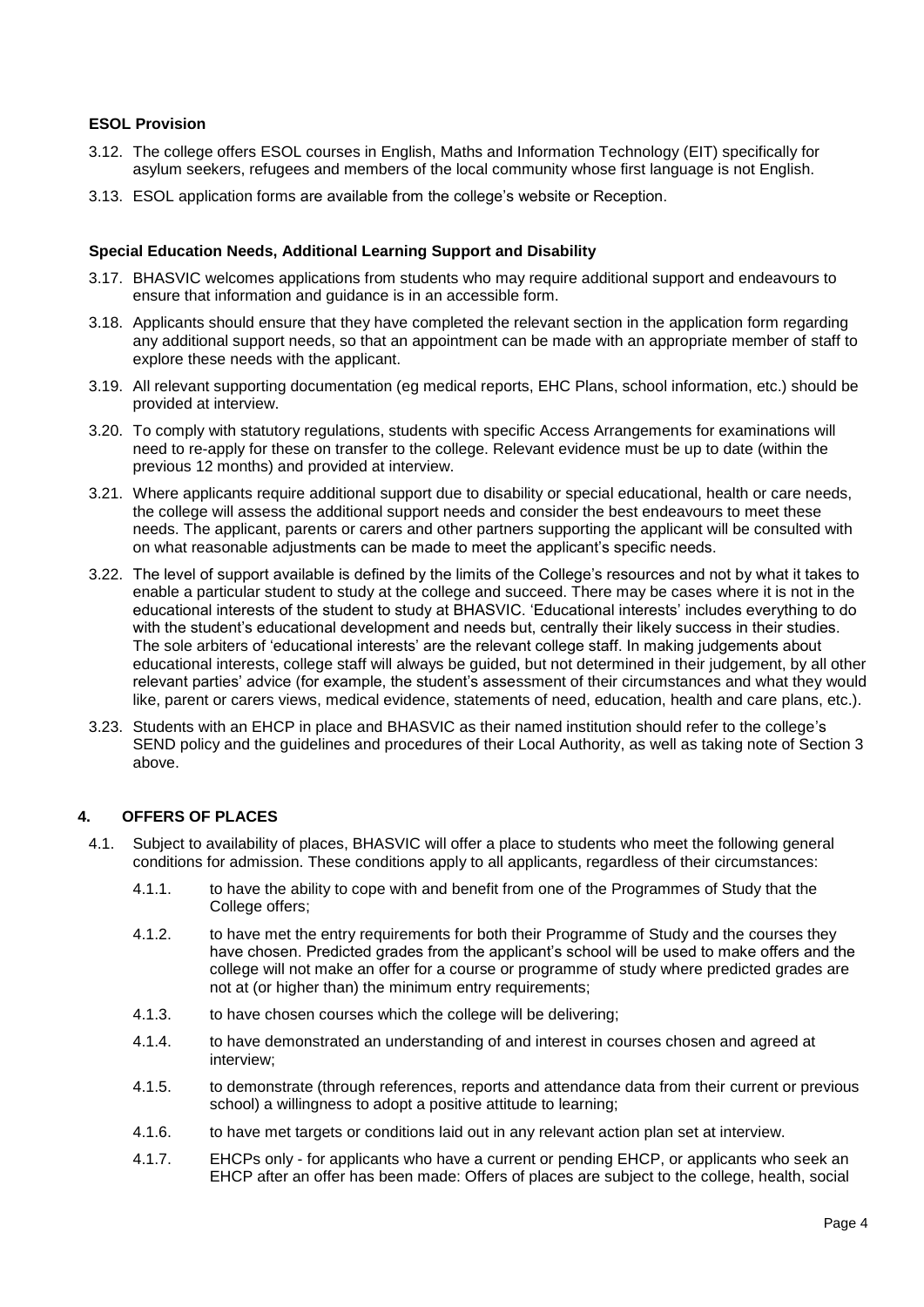### ESOL Provision

3.12. The college offers ESOL courses in English, Maths and Information Technology (EIT) specifically for asylum seekers, refugees and members of the local community whose first language is not English.

3.13. ESOL application forms are available from the college's website or Reception.

### Special Education Needs, Additional Learning Support and Disability

3.17. BHASVIC welcomes applications from students who may require additional support and endeavours to ensure that information and guidance is in an accessible form.

3.18. Applicants should ensure that they have completed the relevant section in the application form regarding any additional support needs, so that an appointment can be made with an appropriate member of staff to explore these needs with the applicant.

3.19. All relevant supporting documentation (eg medical reports, EHC Plans, school information, etc.) should be provided at interview.

3.20. To comply with statutory regulations, students with specific Access Arrangements for examinations will need to re-apply for these on transfer to the college. Relevant evidence must be up to date (within the previous 12 months) and provided at interview.

3.21. Where applicants require additional support due to disability or special educational, health or care needs, the college will assess the additional support needs and consider the best endeavours to meet these needs. The applicant, parents or carers and other partners supporting the applicant will be consulted with on what reasonable adjustments can be made to meet the applicant's specific needs.

3.22. The level of support available is defined by the limits of the College's resources and not by what it takes to enable a particular student to study at the college and succeed. There may be cases where it is not in the educational interests of the student to study at BHASVIC. 'Educational interests' includes everything to do with the student's educational development and needs but, centrally their likely success in their studies. The sole arbiters of 'educational interests' are the relevant college staff. In making judgements about educational interests, college staff will always be guided, but not determined in their judgement, by all other relevant parties' advice (for example, the student's assessment of their circumstances and what they would like, parent or carers views, medical evidence, statements of need, education, health and care plans, etc.).

3.23. Students with an EHCP in place and BHASVIC as their named institution should refer to the college's SEND policy and the guidelines and procedures of their Local Authority, as well as taking note of Section 3 above.

## 4. OFFERS OF PLACES

4.1. Subject to availability of places, BHASVIC will offer a place to students who meet the following general conditions for admission. These conditions apply to all applicants, regardless of their circumstances:

4.1.1. to have the ability to cope with and benefit from one of the Programmes of Study that the College offers;

4.1.2. to have met the entry requirements for both their Programme of Study and the courses they have chosen. Predicted grades from the applicant's school will be used to make offers and the college will not make an offer for a course or programme of study where predicted grades are not at (or higher than) the minimum entry requirements;

4.1.3. to have chosen courses which the college will be delivering;

4.1.4. to have demonstrated an understanding of and interest in courses chosen and agreed at interview;

4.1.5. to demonstrate (through references, reports and attendance data from their current or previous school) a willingness to adopt a positive attitude to learning;

4.1.6. to have met targets or conditions laid out in any relevant action plan set at interview.

4.1.7. EHCPs only - for applicants who have a current or pending EHCP, or applicants who seek an EHCP after an offer has been made: Offers of places are subject to the college, health, social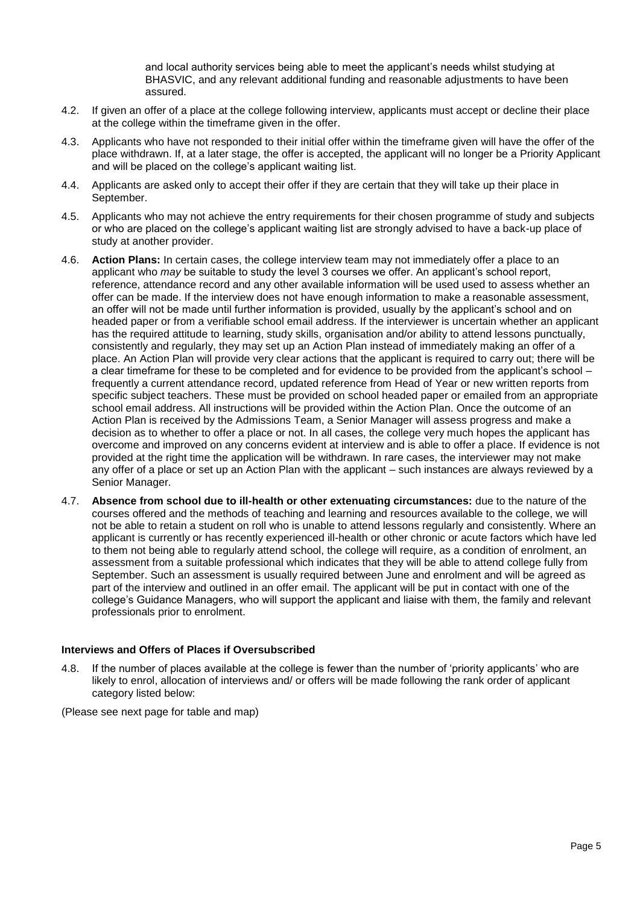and local authority services being able to meet the applicant's needs whilst studying at BHASVIC, and any relevant additional funding and reasonable adjustments to have been assured.

4.2. If given an offer of a place at the college following interview, applicants must accept or decline their place at the college within the timeframe given in the offer.

4.3. Applicants who have not responded to their initial offer within the timeframe given will have the offer of the place withdrawn. If, at a later stage, the offer is accepted, the applicant will no longer be a Priority Applicant and will be placed on the college's applicant waiting list.

4.4. Applicants are asked only to accept their offer if they are certain that they will take up their place in September.

4.5. Applicants who may not achieve the entry requirements for their chosen programme of study and subjects or who are placed on the college's applicant waiting list are strongly advised to have a back-up place of study at another provider.

4.6. **Action Plans:** In certain cases, the college interview team may not immediately offer a place to an applicant who *may* be suitable to study the level 3 courses we offer. An applicant's school report, reference, attendance record and any other available information will be used used to assess whether an offer can be made. If the interview does not have enough information to make a reasonable assessment, an offer will not be made until further information is provided, usually by the applicant's school and on headed paper or from a verifiable school email address. If the interviewer is uncertain whether an applicant has the required attitude to learning, study skills, organisation and/or ability to attend lessons punctually, consistently and regularly, they may set up an Action Plan instead of immediately making an offer of a place. An Action Plan will provide very clear actions that the applicant is required to carry out; there will be a clear timeframe for these to be completed and for evidence to be provided from the applicant's school – frequently a current attendance record, updated reference from Head of Year or new written reports from specific subject teachers. These must be provided on school headed paper or emailed from an appropriate school email address. All instructions will be provided within the Action Plan. Once the outcome of an Action Plan is received by the Admissions Team, a Senior Manager will assess progress and make a decision as to whether to offer a place or not. In all cases, the college very much hopes the applicant has overcome and improved on any concerns evident at interview and is able to offer a place. If evidence is not provided at the right time the application will be withdrawn. In rare cases, the interviewer may not make any offer of a place or set up an Action Plan with the applicant – such instances are always reviewed by a Senior Manager.

4.7. **Absence from school due to ill-health or other extenuating circumstances:** due to the nature of the courses offered and the methods of teaching and learning and resources available to the college, we will not be able to retain a student on roll who is unable to attend lessons regularly and consistently. Where an applicant is currently or has recently experienced ill-health or other chronic or acute factors which have led to them not being able to regularly attend school, the college will require, as a condition of enrolment, an assessment from a suitable professional which indicates that they will be able to attend college fully from September. Such an assessment is usually required between June and enrolment and will be agreed as part of the interview and outlined in an offer email. The applicant will be put in contact with one of the college's Guidance Managers, who will support the applicant and liaise with them, the family and relevant professionals prior to enrolment.

### Interviews and Offers of Places if Oversubscribed

4.8. If the number of places available at the college is fewer than the number of 'priority applicants' who are likely to enrol, allocation of interviews and/ or offers will be made following the rank order of applicant category listed below:

(Please see next page for table and map)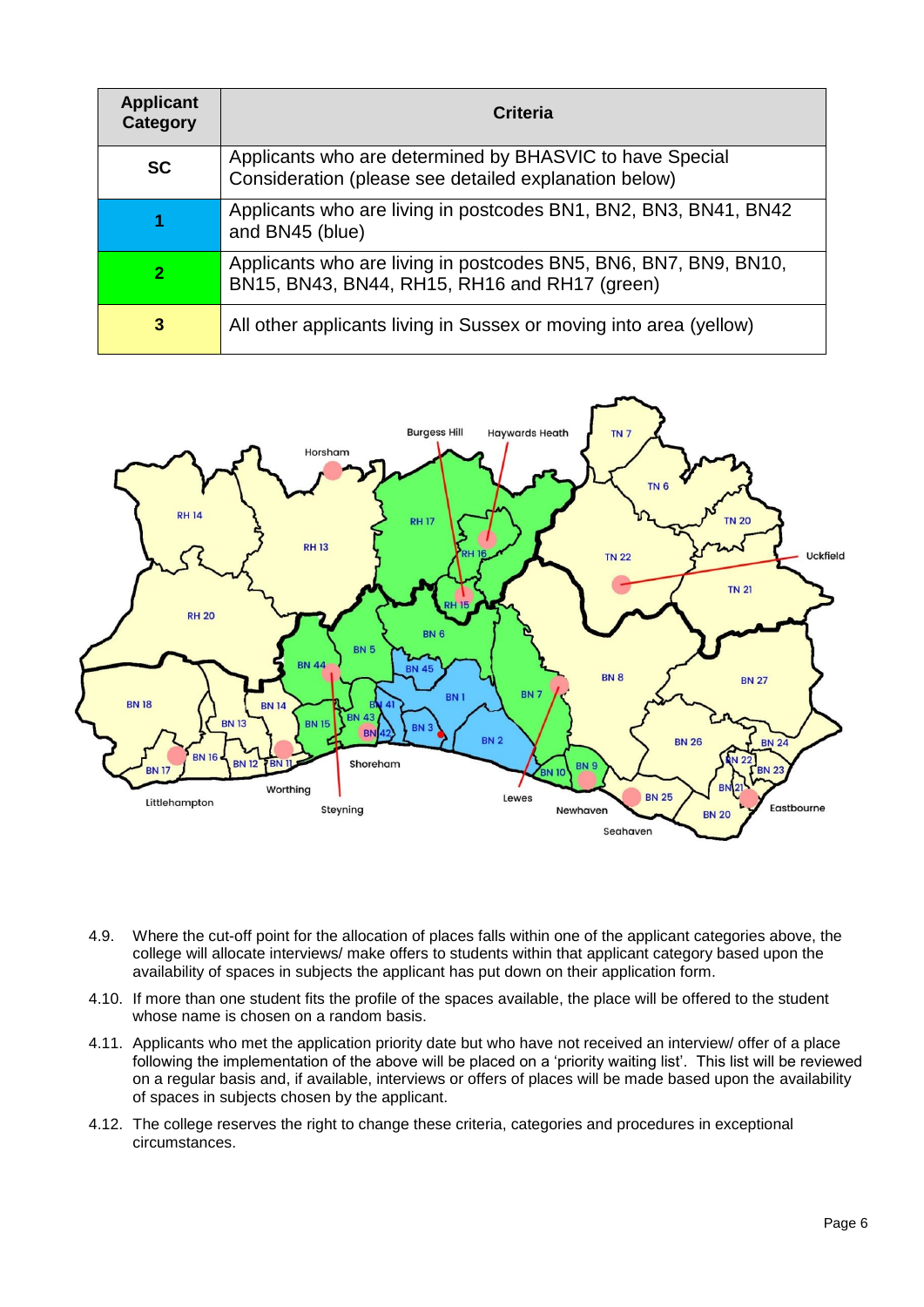| Applicant Category | Criteria |
|---|---|
| SC | Applicants who are determined by BHASVIC to have Special Consideration (please see detailed explanation below) |
| 1 | Applicants who are living in postcodes BN1, BN2, BN3, BN41, BN42 and BN45 (blue) |
| 2 | Applicants who are living in postcodes BN5, BN6, BN7, BN9, BN10, BN15, BN43, BN44, RH15, RH16 and RH17 (green) |
| 3 | All other applicants living in Sussex or moving into area (yellow) |

4.9. Where the cut-off point for the allocation of places falls within one of the applicant categories above, the college will allocate interviews/ make offers to students within that applicant category based upon the availability of spaces in subjects the applicant has put down on their application form.

4.10. If more than one student fits the profile of the spaces available, the place will be offered to the student whose name is chosen on a random basis.

4.11. Applicants who met the application priority date but who have not received an interview/ offer of a place following the implementation of the above will be placed on a 'priority waiting list'. This list will be reviewed on a regular basis and, if available, interviews or offers of places will be made based upon the availability of spaces in subjects chosen by the applicant.

4.12. The college reserves the right to change these criteria, categories and procedures in exceptional circumstances.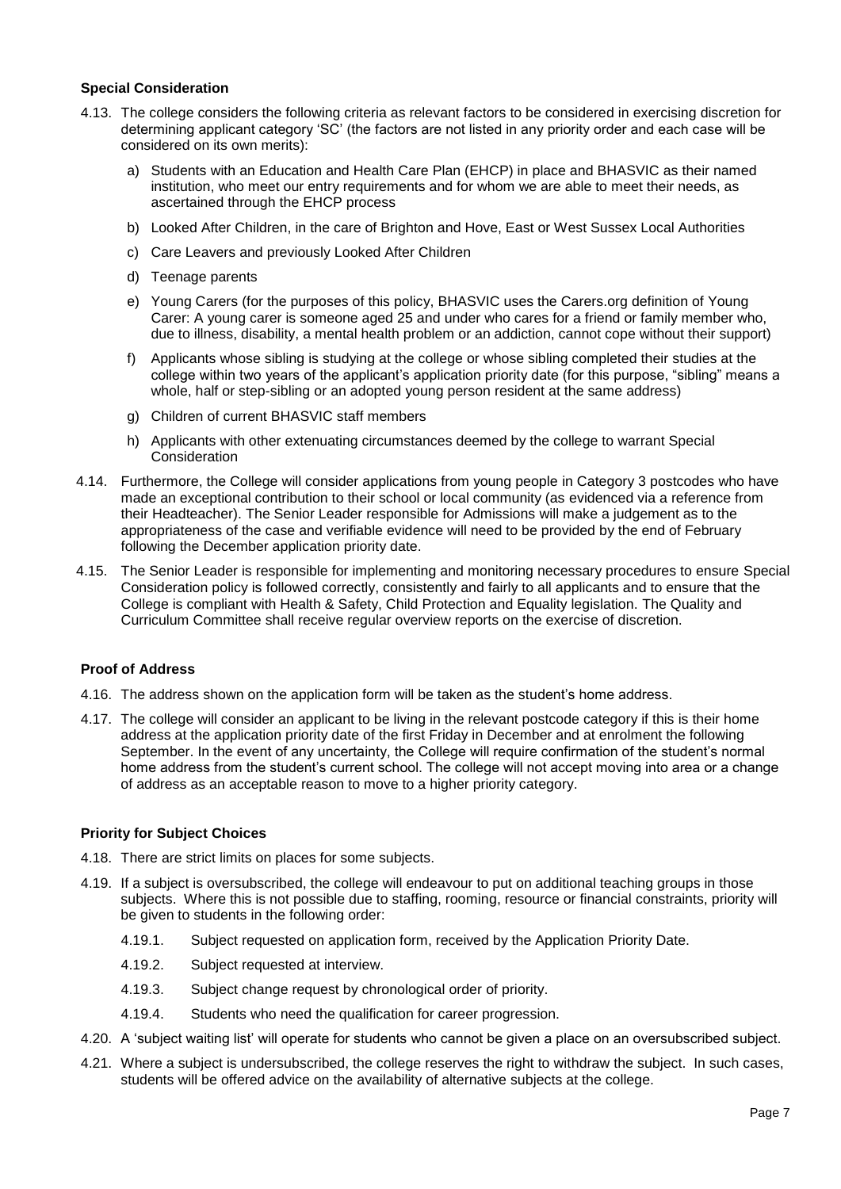### Special Consideration

4.13. The college considers the following criteria as relevant factors to be considered in exercising discretion for determining applicant category 'SC' (the factors are not listed in any priority order and each case will be considered on its own merits):

a) Students with an Education and Health Care Plan (EHCP) in place and BHASVIC as their named institution, who meet our entry requirements and for whom we are able to meet their needs, as ascertained through the EHCP process

b) Looked After Children, in the care of Brighton and Hove, East or West Sussex Local Authorities

c) Care Leavers and previously Looked After Children

d) Teenage parents

e) Young Carers (for the purposes of this policy, BHASVIC uses the Carers.org definition of Young Carer: A young carer is someone aged 25 and under who cares for a friend or family member who, due to illness, disability, a mental health problem or an addiction, cannot cope without their support)

f) Applicants whose sibling is studying at the college or whose sibling completed their studies at the college within two years of the applicant's application priority date (for this purpose, "sibling" means a whole, half or step-sibling or an adopted young person resident at the same address)

g) Children of current BHASVIC staff members

h) Applicants with other extenuating circumstances deemed by the college to warrant Special Consideration

4.14. Furthermore, the College will consider applications from young people in Category 3 postcodes who have made an exceptional contribution to their school or local community (as evidenced via a reference from their Headteacher). The Senior Leader responsible for Admissions will make a judgement as to the appropriateness of the case and verifiable evidence will need to be provided by the end of February following the December application priority date.

4.15. The Senior Leader is responsible for implementing and monitoring necessary procedures to ensure Special Consideration policy is followed correctly, consistently and fairly to all applicants and to ensure that the College is compliant with Health & Safety, Child Protection and Equality legislation. The Quality and Curriculum Committee shall receive regular overview reports on the exercise of discretion.

### Proof of Address

4.16. The address shown on the application form will be taken as the student's home address.

4.17. The college will consider an applicant to be living in the relevant postcode category if this is their home address at the application priority date of the first Friday in December and at enrolment the following September. In the event of any uncertainty, the College will require confirmation of the student's normal home address from the student's current school. The college will not accept moving into area or a change of address as an acceptable reason to move to a higher priority category.

### Priority for Subject Choices

4.18. There are strict limits on places for some subjects.

4.19. If a subject is oversubscribed, the college will endeavour to put on additional teaching groups in those subjects. Where this is not possible due to staffing, rooming, resource or financial constraints, priority will be given to students in the following order:

4.19.1. Subject requested on application form, received by the Application Priority Date.

4.19.2. Subject requested at interview.

4.19.3. Subject change request by chronological order of priority.

4.19.4. Students who need the qualification for career progression.

4.20. A 'subject waiting list' will operate for students who cannot be given a place on an oversubscribed subject.

4.21. Where a subject is undersubscribed, the college reserves the right to withdraw the subject. In such cases, students will be offered advice on the availability of alternative subjects at the college.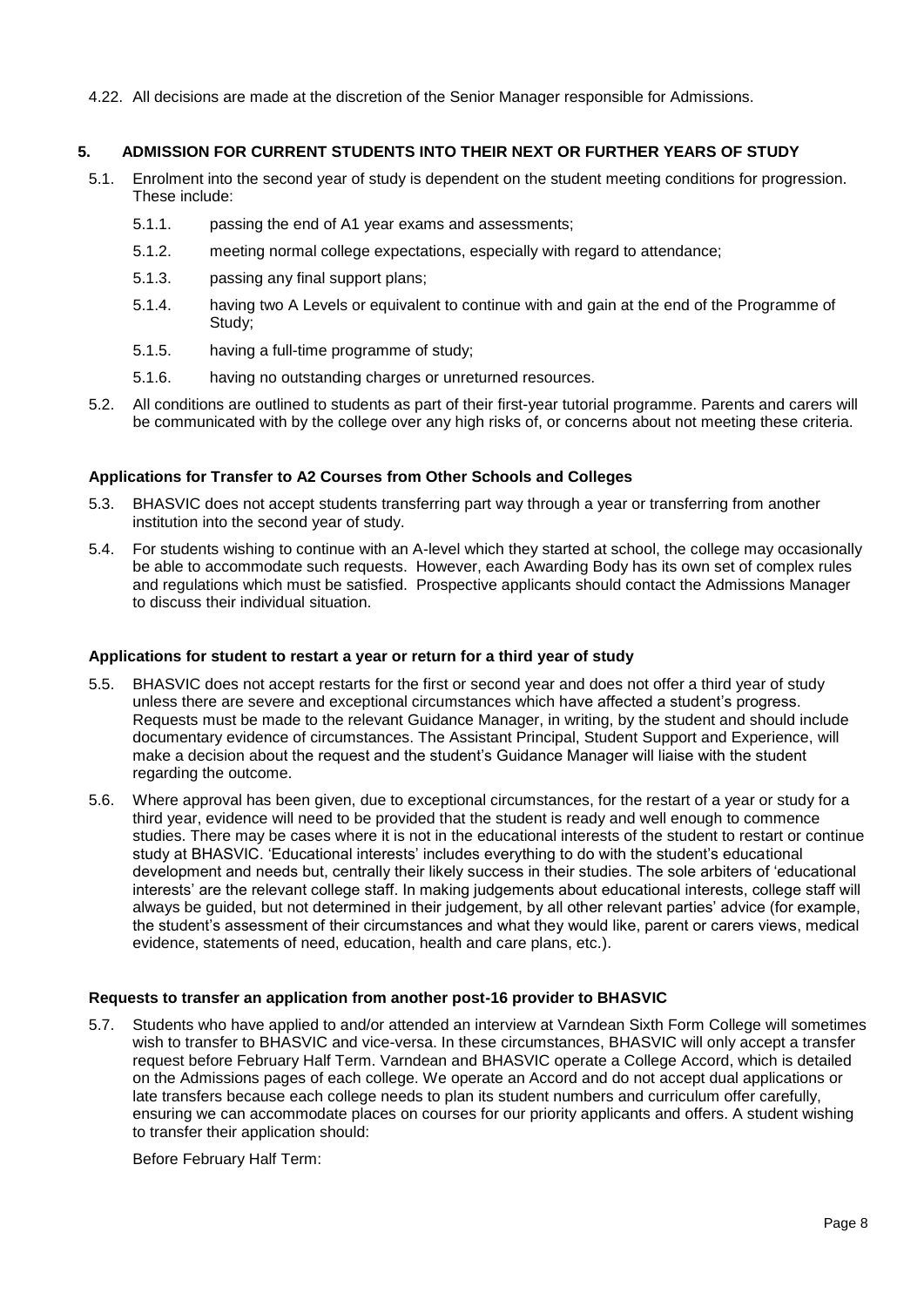4.22. All decisions are made at the discretion of the Senior Manager responsible for Admissions.

## 5. ADMISSION FOR CURRENT STUDENTS INTO THEIR NEXT OR FURTHER YEARS OF STUDY

5.1. Enrolment into the second year of study is dependent on the student meeting conditions for progression. These include:

- 5.1.1. passing the end of A1 year exams and assessments;
- 5.1.2. meeting normal college expectations, especially with regard to attendance;
- 5.1.3. passing any final support plans;
- 5.1.4. having two A Levels or equivalent to continue with and gain at the end of the Programme of Study;
- 5.1.5. having a full-time programme of study;
- 5.1.6. having no outstanding charges or unreturned resources.

5.2. All conditions are outlined to students as part of their first-year tutorial programme. Parents and carers will be communicated with by the college over any high risks of, or concerns about not meeting these criteria.

### Applications for Transfer to A2 Courses from Other Schools and Colleges

5.3. BHASVIC does not accept students transferring part way through a year or transferring from another institution into the second year of study.

5.4. For students wishing to continue with an A-level which they started at school, the college may occasionally be able to accommodate such requests. However, each Awarding Body has its own set of complex rules and regulations which must be satisfied. Prospective applicants should contact the Admissions Manager to discuss their individual situation.

### Applications for student to restart a year or return for a third year of study

5.5. BHASVIC does not accept restarts for the first or second year and does not offer a third year of study unless there are severe and exceptional circumstances which have affected a student's progress. Requests must be made to the relevant Guidance Manager, in writing, by the student and should include documentary evidence of circumstances. The Assistant Principal, Student Support and Experience, will make a decision about the request and the student's Guidance Manager will liaise with the student regarding the outcome.

5.6. Where approval has been given, due to exceptional circumstances, for the restart of a year or study for a third year, evidence will need to be provided that the student is ready and well enough to commence studies. There may be cases where it is not in the educational interests of the student to restart or continue study at BHASVIC. 'Educational interests' includes everything to do with the student's educational development and needs but, centrally their likely success in their studies. The sole arbiters of 'educational interests' are the relevant college staff. In making judgements about educational interests, college staff will always be guided, but not determined in their judgement, by all other relevant parties' advice (for example, the student's assessment of their circumstances and what they would like, parent or carers views, medical evidence, statements of need, education, health and care plans, etc.).

### Requests to transfer an application from another post-16 provider to BHASVIC

5.7. Students who have applied to and/or attended an interview at Varndean Sixth Form College will sometimes wish to transfer to BHASVIC and vice-versa. In these circumstances, BHASVIC will only accept a transfer request before February Half Term. Varndean and BHASVIC operate a College Accord, which is detailed on the Admissions pages of each college. We operate an Accord and do not accept dual applications or late transfers because each college needs to plan its student numbers and curriculum offer carefully, ensuring we can accommodate places on courses for our priority applicants and offers. A student wishing to transfer their application should:

Before February Half Term: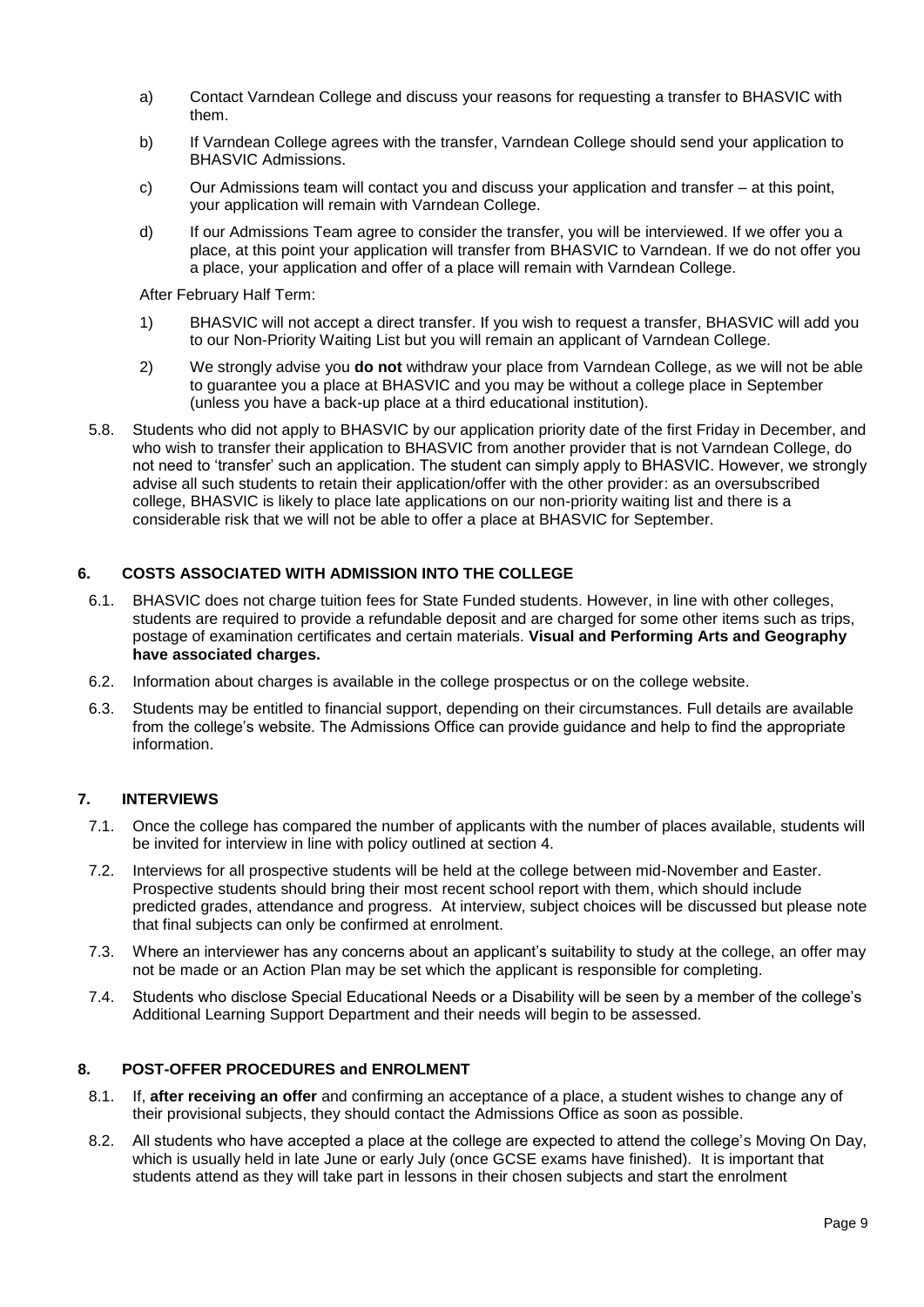a) Contact Varndean College and discuss your reasons for requesting a transfer to BHASVIC with them.

b) If Varndean College agrees with the transfer, Varndean College should send your application to BHASVIC Admissions.

c) Our Admissions team will contact you and discuss your application and transfer – at this point, your application will remain with Varndean College.

d) If our Admissions Team agree to consider the transfer, you will be interviewed. If we offer you a place, at this point your application will transfer from BHASVIC to Varndean. If we do not offer you a place, your application and offer of a place will remain with Varndean College.

After February Half Term:

1) BHASVIC will not accept a direct transfer. If you wish to request a transfer, BHASVIC will add you to our Non-Priority Waiting List but you will remain an applicant of Varndean College.

2) We strongly advise you **do not** withdraw your place from Varndean College, as we will not be able to guarantee you a place at BHASVIC and you may be without a college place in September (unless you have a back-up place at a third educational institution).

5.8. Students who did not apply to BHASVIC by our application priority date of the first Friday in December, and who wish to transfer their application to BHASVIC from another provider that is not Varndean College, do not need to 'transfer' such an application. The student can simply apply to BHASVIC. However, we strongly advise all such students to retain their application/offer with the other provider: as an oversubscribed college, BHASVIC is likely to place late applications on our non-priority waiting list and there is a considerable risk that we will not be able to offer a place at BHASVIC for September.

## 6. COSTS ASSOCIATED WITH ADMISSION INTO THE COLLEGE

6.1. BHASVIC does not charge tuition fees for State Funded students. However, in line with other colleges, students are required to provide a refundable deposit and are charged for some other items such as trips, postage of examination certificates and certain materials. **Visual and Performing Arts and Geography have associated charges.**

6.2. Information about charges is available in the college prospectus or on the college website.

6.3. Students may be entitled to financial support, depending on their circumstances. Full details are available from the college's website. The Admissions Office can provide guidance and help to find the appropriate information.

## 7. INTERVIEWS

7.1. Once the college has compared the number of applicants with the number of places available, students will be invited for interview in line with policy outlined at section 4.

7.2. Interviews for all prospective students will be held at the college between mid-November and Easter. Prospective students should bring their most recent school report with them, which should include predicted grades, attendance and progress. At interview, subject choices will be discussed but please note that final subjects can only be confirmed at enrolment.

7.3. Where an interviewer has any concerns about an applicant's suitability to study at the college, an offer may not be made or an Action Plan may be set which the applicant is responsible for completing.

7.4. Students who disclose Special Educational Needs or a Disability will be seen by a member of the college's Additional Learning Support Department and their needs will begin to be assessed.

## 8. POST-OFFER PROCEDURES and ENROLMENT

8.1. If, **after receiving an offer** and confirming an acceptance of a place, a student wishes to change any of their provisional subjects, they should contact the Admissions Office as soon as possible.

8.2. All students who have accepted a place at the college are expected to attend the college's Moving On Day, which is usually held in late June or early July (once GCSE exams have finished). It is important that students attend as they will take part in lessons in their chosen subjects and start the enrolment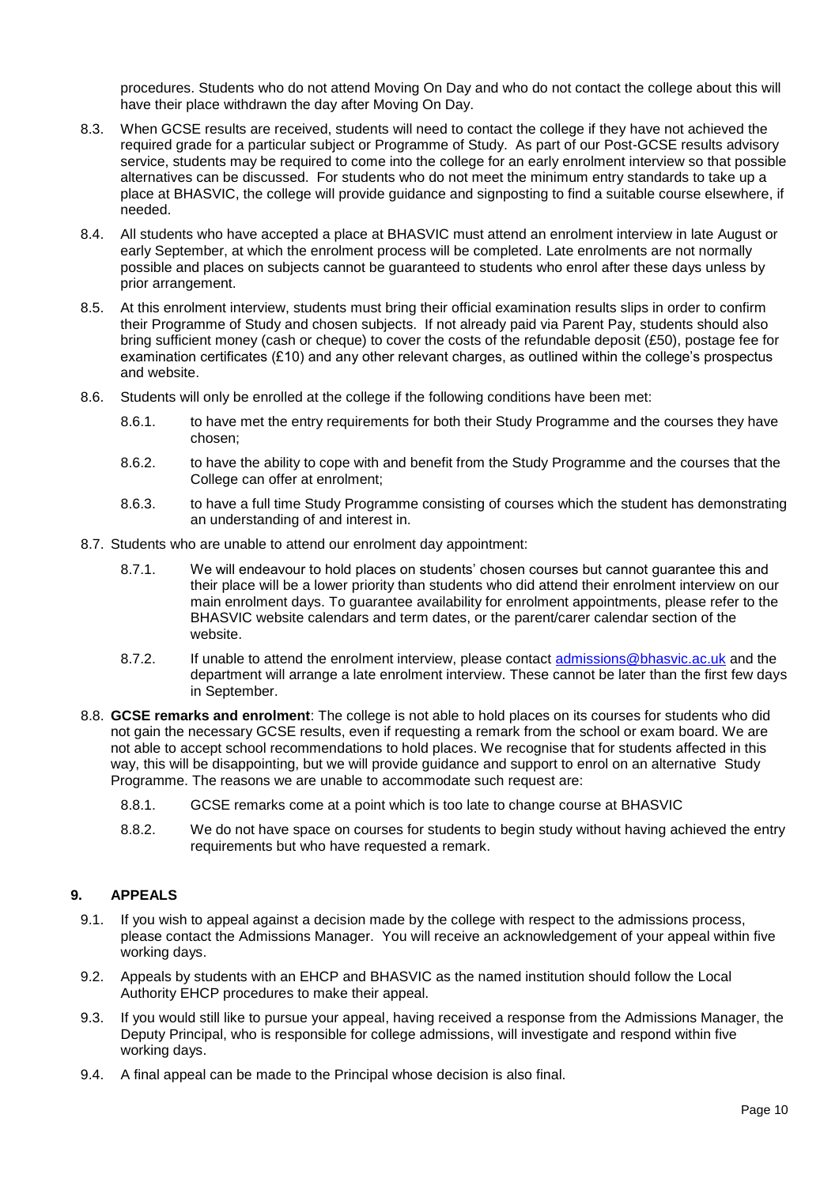procedures. Students who do not attend Moving On Day and who do not contact the college about this will have their place withdrawn the day after Moving On Day.

8.3. When GCSE results are received, students will need to contact the college if they have not achieved the required grade for a particular subject or Programme of Study. As part of our Post-GCSE results advisory service, students may be required to come into the college for an early enrolment interview so that possible alternatives can be discussed. For students who do not meet the minimum entry standards to take up a place at BHASVIC, the college will provide guidance and signposting to find a suitable course elsewhere, if needed.

8.4. All students who have accepted a place at BHASVIC must attend an enrolment interview in late August or early September, at which the enrolment process will be completed. Late enrolments are not normally possible and places on subjects cannot be guaranteed to students who enrol after these days unless by prior arrangement.

8.5. At this enrolment interview, students must bring their official examination results slips in order to confirm their Programme of Study and chosen subjects. If not already paid via Parent Pay, students should also bring sufficient money (cash or cheque) to cover the costs of the refundable deposit (£50), postage fee for examination certificates (£10) and any other relevant charges, as outlined within the college's prospectus and website.

8.6. Students will only be enrolled at the college if the following conditions have been met:

8.6.1. to have met the entry requirements for both their Study Programme and the courses they have chosen;

8.6.2. to have the ability to cope with and benefit from the Study Programme and the courses that the College can offer at enrolment;

8.6.3. to have a full time Study Programme consisting of courses which the student has demonstrating an understanding of and interest in.

8.7. Students who are unable to attend our enrolment day appointment:

8.7.1. We will endeavour to hold places on students' chosen courses but cannot guarantee this and their place will be a lower priority than students who did attend their enrolment interview on our main enrolment days. To guarantee availability for enrolment appointments, please refer to the BHASVIC website calendars and term dates, or the parent/carer calendar section of the website.

8.7.2. If unable to attend the enrolment interview, please contact admissions@bhasvic.ac.uk and the department will arrange a late enrolment interview. These cannot be later than the first few days in September.

8.8. **GCSE remarks and enrolment**: The college is not able to hold places on its courses for students who did not gain the necessary GCSE results, even if requesting a remark from the school or exam board. We are not able to accept school recommendations to hold places. We recognise that for students affected in this way, this will be disappointing, but we will provide guidance and support to enrol on an alternative Study Programme. The reasons we are unable to accommodate such request are:

8.8.1. GCSE remarks come at a point which is too late to change course at BHASVIC

8.8.2. We do not have space on courses for students to begin study without having achieved the entry requirements but who have requested a remark.

## 9. APPEALS

9.1. If you wish to appeal against a decision made by the college with respect to the admissions process, please contact the Admissions Manager. You will receive an acknowledgement of your appeal within five working days.

9.2. Appeals by students with an EHCP and BHASVIC as the named institution should follow the Local Authority EHCP procedures to make their appeal.

9.3. If you would still like to pursue your appeal, having received a response from the Admissions Manager, the Deputy Principal, who is responsible for college admissions, will investigate and respond within five working days.

9.4. A final appeal can be made to the Principal whose decision is also final.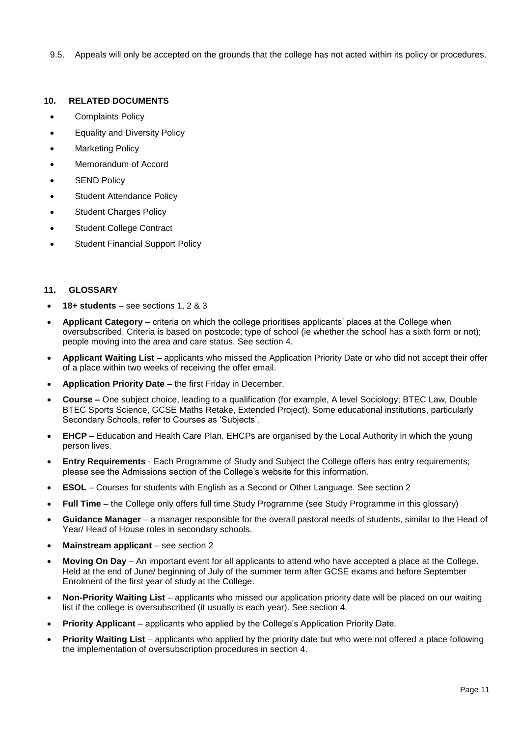9.5. Appeals will only be accepted on the grounds that the college has not acted within its policy or procedures.

## 10. RELATED DOCUMENTS

- Complaints Policy
- Equality and Diversity Policy
- Marketing Policy
- Memorandum of Accord
- SEND Policy
- Student Attendance Policy
- Student Charges Policy
- Student College Contract
- Student Financial Support Policy

## 11. GLOSSARY

- **18+ students** – see sections 1, 2 & 3
- **Applicant Category** – criteria on which the college prioritises applicants' places at the College when oversubscribed. Criteria is based on postcode; type of school (ie whether the school has a sixth form or not); people moving into the area and care status. See section 4.
- **Applicant Waiting List** – applicants who missed the Application Priority Date or who did not accept their offer of a place within two weeks of receiving the offer email.
- **Application Priority Date** – the first Friday in December.
- **Course –** One subject choice, leading to a qualification (for example, A level Sociology; BTEC Law, Double BTEC Sports Science, GCSE Maths Retake, Extended Project). Some educational institutions, particularly Secondary Schools, refer to Courses as 'Subjects'.
- **EHCP** – Education and Health Care Plan. EHCPs are organised by the Local Authority in which the young person lives.
- **Entry Requirements** - Each Programme of Study and Subject the College offers has entry requirements; please see the Admissions section of the College's website for this information.
- **ESOL** – Courses for students with English as a Second or Other Language. See section 2
- **Full Time** – the College only offers full time Study Programme (see Study Programme in this glossary)
- **Guidance Manager** – a manager responsible for the overall pastoral needs of students, similar to the Head of Year/ Head of House roles in secondary schools.
- **Mainstream applicant** – see section 2
- **Moving On Day** – An important event for all applicants to attend who have accepted a place at the College. Held at the end of June/ beginning of July of the summer term after GCSE exams and before September Enrolment of the first year of study at the College.
- **Non-Priority Waiting List** – applicants who missed our application priority date will be placed on our waiting list if the college is oversubscribed (it usually is each year). See section 4.
- **Priority Applicant** – applicants who applied by the College's Application Priority Date.
- **Priority Waiting List** – applicants who applied by the priority date but who were not offered a place following the implementation of oversubscription procedures in section 4.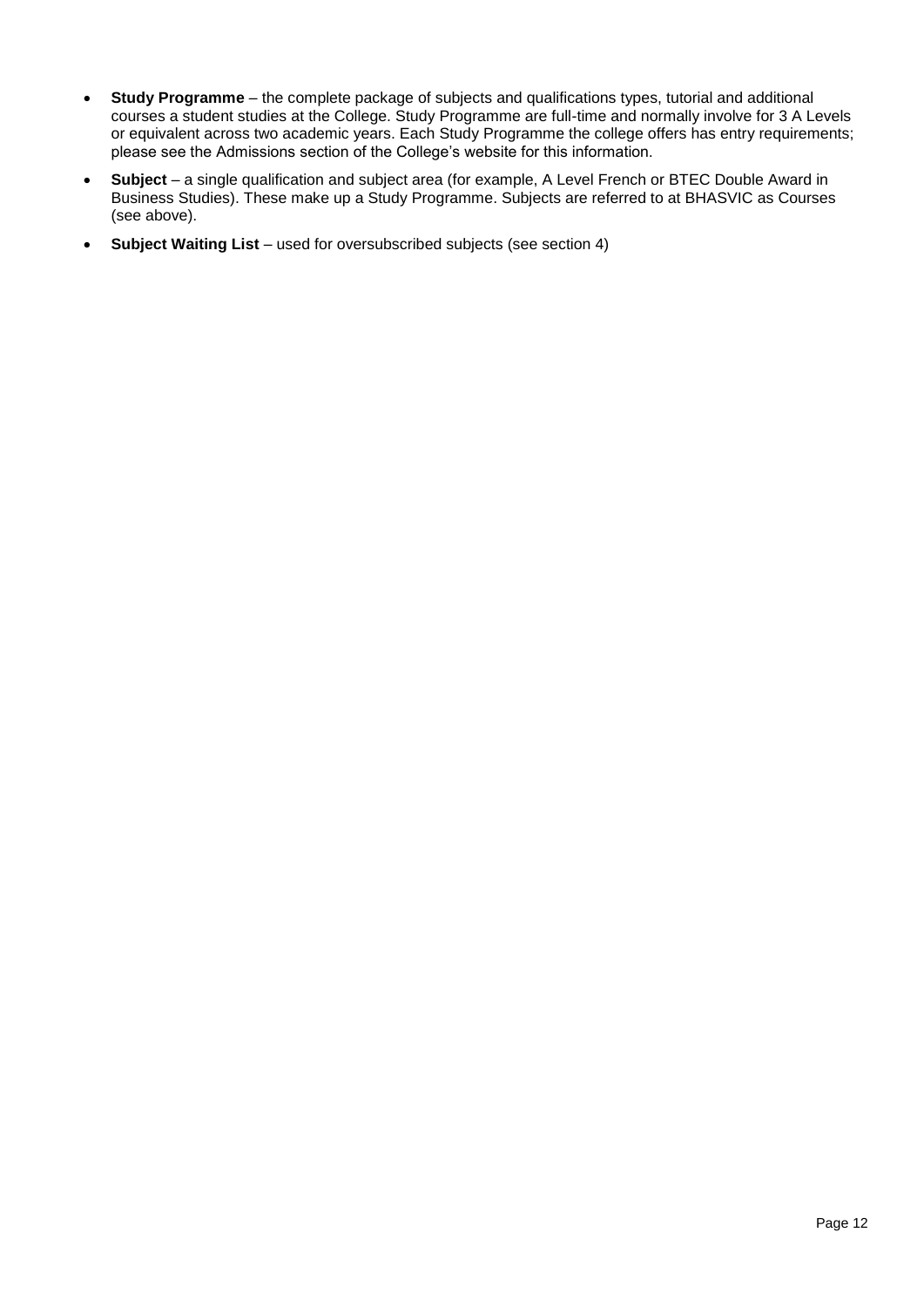- **Study Programme** – the complete package of subjects and qualifications types, tutorial and additional courses a student studies at the College. Study Programme are full-time and normally involve for 3 A Levels or equivalent across two academic years. Each Study Programme the college offers has entry requirements; please see the Admissions section of the College's website for this information.
- **Subject** – a single qualification and subject area (for example, A Level French or BTEC Double Award in Business Studies). These make up a Study Programme. Subjects are referred to at BHASVIC as Courses (see above).
- **Subject Waiting List** – used for oversubscribed subjects (see section 4)